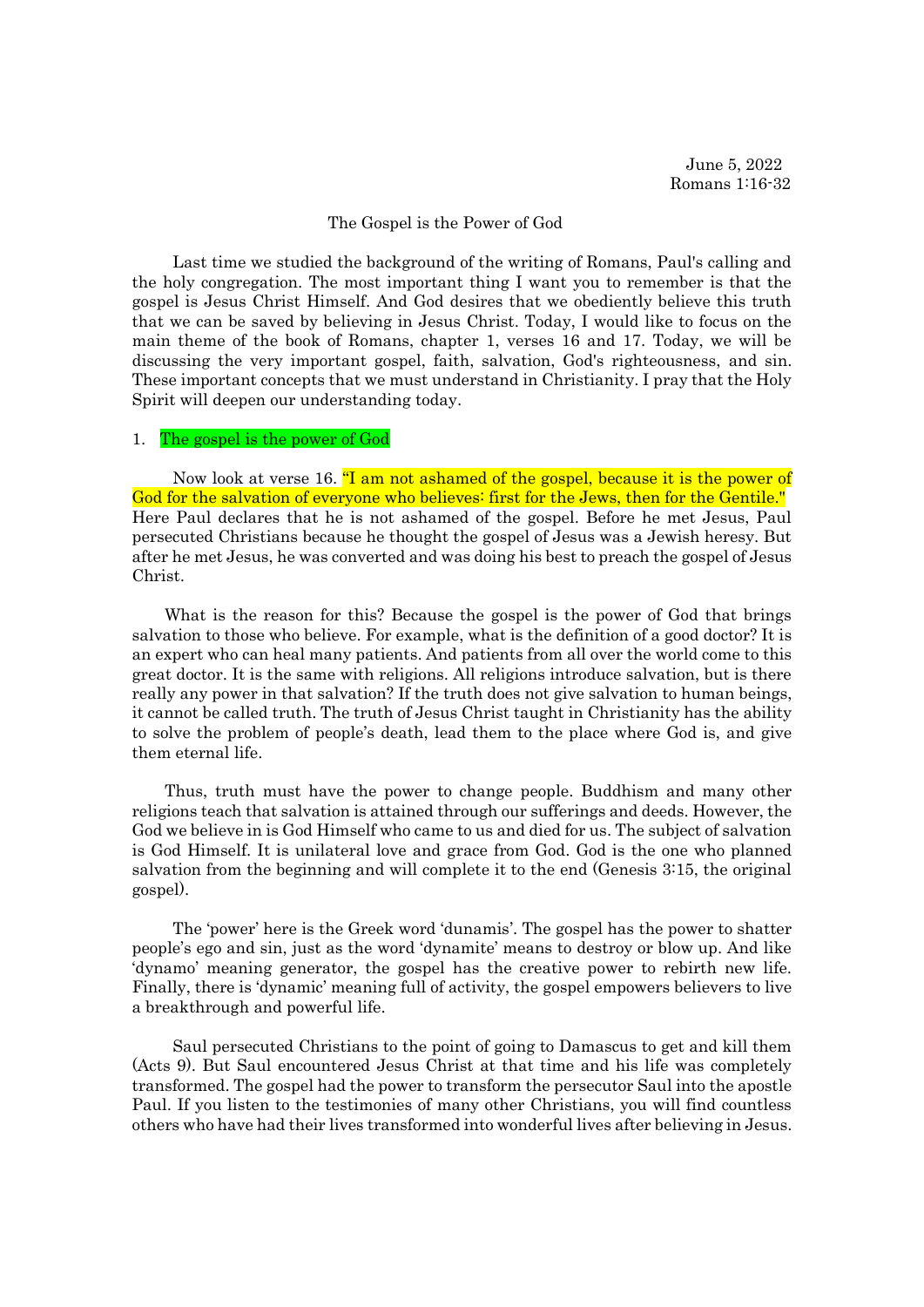June 5, 2022
Romans 1:16-32

# The Gospel is the Power of God

Last time we studied the background of the writing of Romans, Paul's calling and the holy congregation. The most important thing I want you to remember is that the gospel is Jesus Christ Himself. And God desires that we obediently believe this truth that we can be saved by believing in Jesus Christ. Today, I would like to focus on the main theme of the book of Romans, chapter 1, verses 16 and 17. Today, we will be discussing the very important gospel, faith, salvation, God's righteousness, and sin. These important concepts that we must understand in Christianity. I pray that the Holy Spirit will deepen our understanding today.

## 1. The gospel is the power of God

Now look at verse 16. "I am not ashamed of the gospel, because it is the power of God for the salvation of everyone who believes: first for the Jews, then for the Gentile." Here Paul declares that he is not ashamed of the gospel. Before he met Jesus, Paul persecuted Christians because he thought the gospel of Jesus was a Jewish heresy. But after he met Jesus, he was converted and was doing his best to preach the gospel of Jesus Christ.

What is the reason for this? Because the gospel is the power of God that brings salvation to those who believe. For example, what is the definition of a good doctor? It is an expert who can heal many patients. And patients from all over the world come to this great doctor. It is the same with religions. All religions introduce salvation, but is there really any power in that salvation? If the truth does not give salvation to human beings, it cannot be called truth. The truth of Jesus Christ taught in Christianity has the ability to solve the problem of people's death, lead them to the place where God is, and give them eternal life.

Thus, truth must have the power to change people. Buddhism and many other religions teach that salvation is attained through our sufferings and deeds. However, the God we believe in is God Himself who came to us and died for us. The subject of salvation is God Himself. It is unilateral love and grace from God. God is the one who planned salvation from the beginning and will complete it to the end (Genesis 3:15, the original gospel).

The 'power' here is the Greek word 'dunamis'. The gospel has the power to shatter people's ego and sin, just as the word 'dynamite' means to destroy or blow up. And like 'dynamo' meaning generator, the gospel has the creative power to rebirth new life. Finally, there is 'dynamic' meaning full of activity, the gospel empowers believers to live a breakthrough and powerful life.

Saul persecuted Christians to the point of going to Damascus to get and kill them (Acts 9). But Saul encountered Jesus Christ at that time and his life was completely transformed. The gospel had the power to transform the persecutor Saul into the apostle Paul. If you listen to the testimonies of many other Christians, you will find countless others who have had their lives transformed into wonderful lives after believing in Jesus.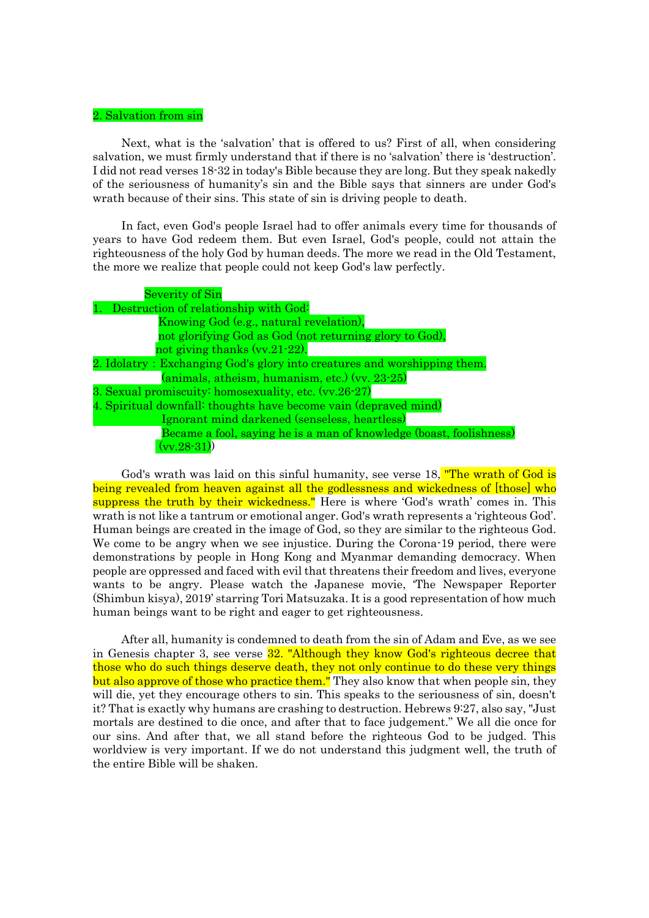## 2. Salvation from sin

Next, what is the 'salvation' that is offered to us? First of all, when considering salvation, we must firmly understand that if there is no 'salvation' there is 'destruction'. I did not read verses 18-32 in today's Bible because they are long. But they speak nakedly of the seriousness of humanity's sin and the Bible says that sinners are under God's wrath because of their sins. This state of sin is driving people to death.

In fact, even God's people Israel had to offer animals every time for thousands of years to have God redeem them. But even Israel, God's people, could not attain the righteousness of the holy God by human deeds. The more we read in the Old Testament, the more we realize that people could not keep God's law perfectly.

Severity of Sin

1. Destruction of relationship with God:
   Knowing God (e.g., natural revelation),
   not glorifying God as God (not returning glory to God),
   not giving thanks (vv.21-22).
2. Idolatry : Exchanging God's glory into creatures and worshipping them.
   (animals, atheism, humanism, etc.) (vv. 23-25)
3. Sexual promiscuity: homosexuality, etc. (vv.26-27)
4. Spiritual downfall: thoughts have become vain (depraved mind)
   Ignorant mind darkened (senseless, heartless)
   Became a fool, saying he is a man of knowledge (boast, foolishness)
   (vv.28-31))

God's wrath was laid on this sinful humanity, see verse 18, "The wrath of God is being revealed from heaven against all the godlessness and wickedness of [those] who suppress the truth by their wickedness." Here is where 'God's wrath' comes in. This wrath is not like a tantrum or emotional anger. God's wrath represents a 'righteous God'. Human beings are created in the image of God, so they are similar to the righteous God. We come to be angry when we see injustice. During the Corona-19 period, there were demonstrations by people in Hong Kong and Myanmar demanding democracy. When people are oppressed and faced with evil that threatens their freedom and lives, everyone wants to be angry. Please watch the Japanese movie, 'The Newspaper Reporter (Shimbun kisya), 2019' starring Tori Matsuzaka. It is a good representation of how much human beings want to be right and eager to get righteousness.

After all, humanity is condemned to death from the sin of Adam and Eve, as we see in Genesis chapter 3, see verse 32. "Although they know God's righteous decree that those who do such things deserve death, they not only continue to do these very things but also approve of those who practice them." They also know that when people sin, they will die, yet they encourage others to sin. This speaks to the seriousness of sin, doesn't it? That is exactly why humans are crashing to destruction. Hebrews 9:27, also say, "Just mortals are destined to die once, and after that to face judgement." We all die once for our sins. And after that, we all stand before the righteous God to be judged. This worldview is very important. If we do not understand this judgment well, the truth of the entire Bible will be shaken.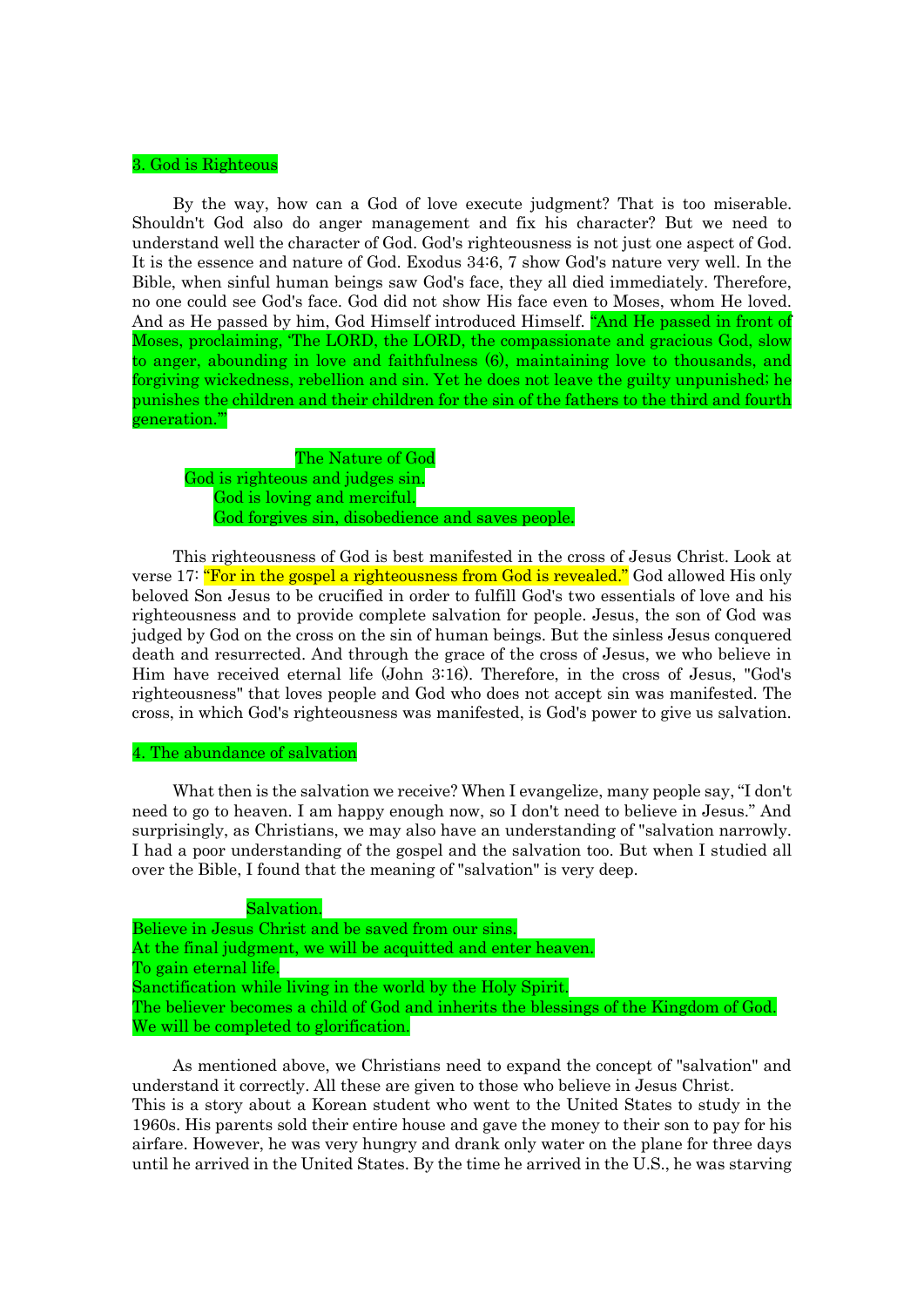## 3. God is Righteous

By the way, how can a God of love execute judgment? That is too miserable. Shouldn't God also do anger management and fix his character? But we need to understand well the character of God. God's righteousness is not just one aspect of God. It is the essence and nature of God. Exodus 34:6, 7 show God's nature very well. In the Bible, when sinful human beings saw God's face, they all died immediately. Therefore, no one could see God's face. God did not show His face even to Moses, whom He loved. And as He passed by him, God Himself introduced Himself. "And He passed in front of Moses, proclaiming, 'The LORD, the LORD, the compassionate and gracious God, slow to anger, abounding in love and faithfulness (6), maintaining love to thousands, and forgiving wickedness, rebellion and sin. Yet he does not leave the guilty unpunished; he punishes the children and their children for the sin of the fathers to the third and fourth generation.'"

The Nature of God

- God is righteous and judges sin.
  - God is loving and merciful.
  - God forgives sin, disobedience and saves people.

This righteousness of God is best manifested in the cross of Jesus Christ. Look at verse 17: "For in the gospel a righteousness from God is revealed." God allowed His only beloved Son Jesus to be crucified in order to fulfill God's two essentials of love and his righteousness and to provide complete salvation for people. Jesus, the son of God was judged by God on the cross on the sin of human beings. But the sinless Jesus conquered death and resurrected. And through the grace of the cross of Jesus, we who believe in Him have received eternal life (John 3:16). Therefore, in the cross of Jesus, "God's righteousness" that loves people and God who does not accept sin was manifested. The cross, in which God's righteousness was manifested, is God's power to give us salvation.

## 4. The abundance of salvation

What then is the salvation we receive? When I evangelize, many people say, "I don't need to go to heaven. I am happy enough now, so I don't need to believe in Jesus." And surprisingly, as Christians, we may also have an understanding of "salvation narrowly. I had a poor understanding of the gospel and the salvation too. But when I studied all over the Bible, I found that the meaning of "salvation" is very deep.

Salvation.

Believe in Jesus Christ and be saved from our sins.
At the final judgment, we will be acquitted and enter heaven.
To gain eternal life.
Sanctification while living in the world by the Holy Spirit.
The believer becomes a child of God and inherits the blessings of the Kingdom of God.
We will be completed to glorification.

As mentioned above, we Christians need to expand the concept of "salvation" and understand it correctly. All these are given to those who believe in Jesus Christ.
This is a story about a Korean student who went to the United States to study in the 1960s. His parents sold their entire house and gave the money to their son to pay for his airfare. However, he was very hungry and drank only water on the plane for three days until he arrived in the United States. By the time he arrived in the U.S., he was starving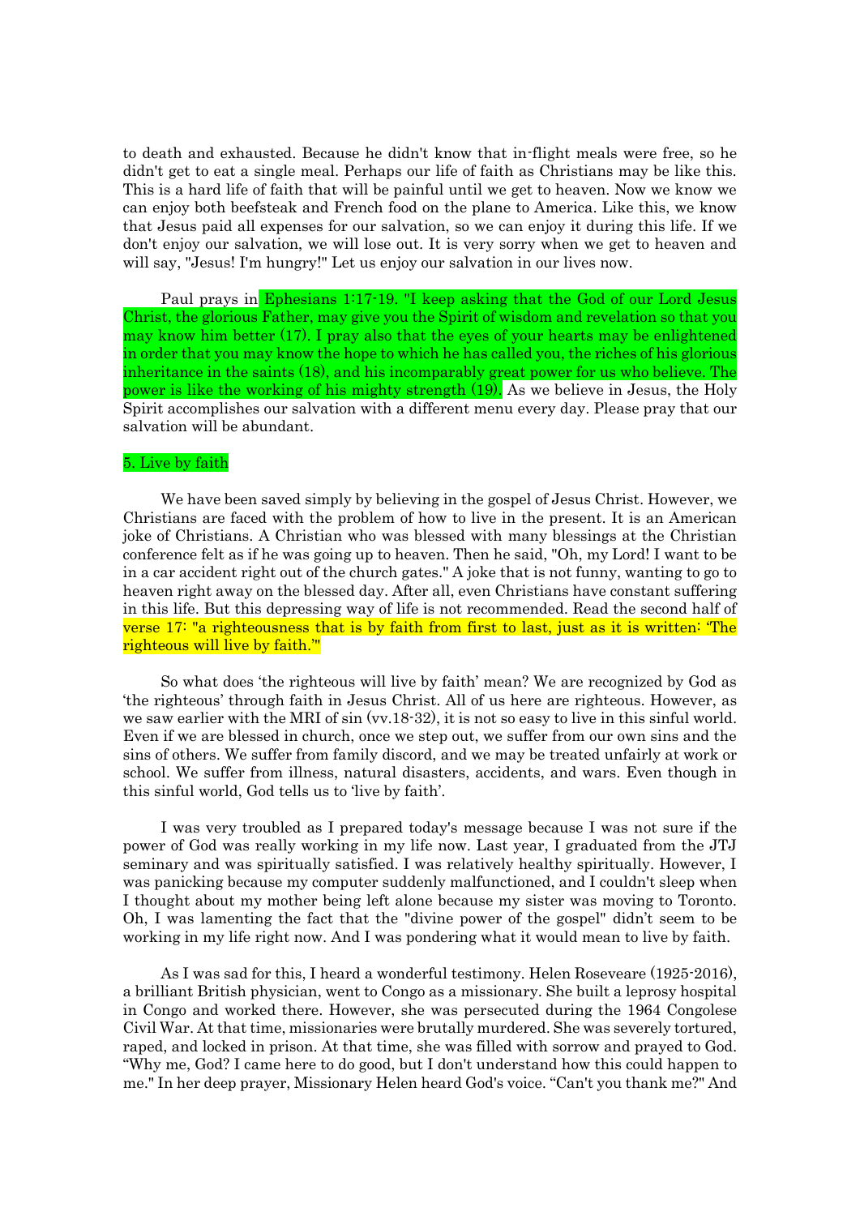to death and exhausted. Because he didn't know that in-flight meals were free, so he didn't get to eat a single meal. Perhaps our life of faith as Christians may be like this. This is a hard life of faith that will be painful until we get to heaven. Now we know we can enjoy both beefsteak and French food on the plane to America. Like this, we know that Jesus paid all expenses for our salvation, so we can enjoy it during this life. If we don't enjoy our salvation, we will lose out. It is very sorry when we get to heaven and will say, "Jesus! I'm hungry!" Let us enjoy our salvation in our lives now.

Paul prays in Ephesians 1:17-19. "I keep asking that the God of our Lord Jesus Christ, the glorious Father, may give you the Spirit of wisdom and revelation so that you may know him better (17). I pray also that the eyes of your hearts may be enlightened in order that you may know the hope to which he has called you, the riches of his glorious inheritance in the saints (18), and his incomparably great power for us who believe. The power is like the working of his mighty strength (19). As we believe in Jesus, the Holy Spirit accomplishes our salvation with a different menu every day. Please pray that our salvation will be abundant.

5. Live by faith

We have been saved simply by believing in the gospel of Jesus Christ. However, we Christians are faced with the problem of how to live in the present. It is an American joke of Christians. A Christian who was blessed with many blessings at the Christian conference felt as if he was going up to heaven. Then he said, "Oh, my Lord! I want to be in a car accident right out of the church gates." A joke that is not funny, wanting to go to heaven right away on the blessed day. After all, even Christians have constant suffering in this life. But this depressing way of life is not recommended. Read the second half of verse 17: "a righteousness that is by faith from first to last, just as it is written: 'The righteous will live by faith.'"

So what does 'the righteous will live by faith' mean? We are recognized by God as 'the righteous' through faith in Jesus Christ. All of us here are righteous. However, as we saw earlier with the MRI of sin (vv.18-32), it is not so easy to live in this sinful world. Even if we are blessed in church, once we step out, we suffer from our own sins and the sins of others. We suffer from family discord, and we may be treated unfairly at work or school. We suffer from illness, natural disasters, accidents, and wars. Even though in this sinful world, God tells us to 'live by faith'.

I was very troubled as I prepared today's message because I was not sure if the power of God was really working in my life now. Last year, I graduated from the JTJ seminary and was spiritually satisfied. I was relatively healthy spiritually. However, I was panicking because my computer suddenly malfunctioned, and I couldn't sleep when I thought about my mother being left alone because my sister was moving to Toronto. Oh, I was lamenting the fact that the "divine power of the gospel" didn't seem to be working in my life right now. And I was pondering what it would mean to live by faith.

As I was sad for this, I heard a wonderful testimony. Helen Roseveare (1925-2016), a brilliant British physician, went to Congo as a missionary. She built a leprosy hospital in Congo and worked there. However, she was persecuted during the 1964 Congolese Civil War. At that time, missionaries were brutally murdered. She was severely tortured, raped, and locked in prison. At that time, she was filled with sorrow and prayed to God. "Why me, God? I came here to do good, but I don't understand how this could happen to me." In her deep prayer, Missionary Helen heard God's voice. "Can't you thank me?" And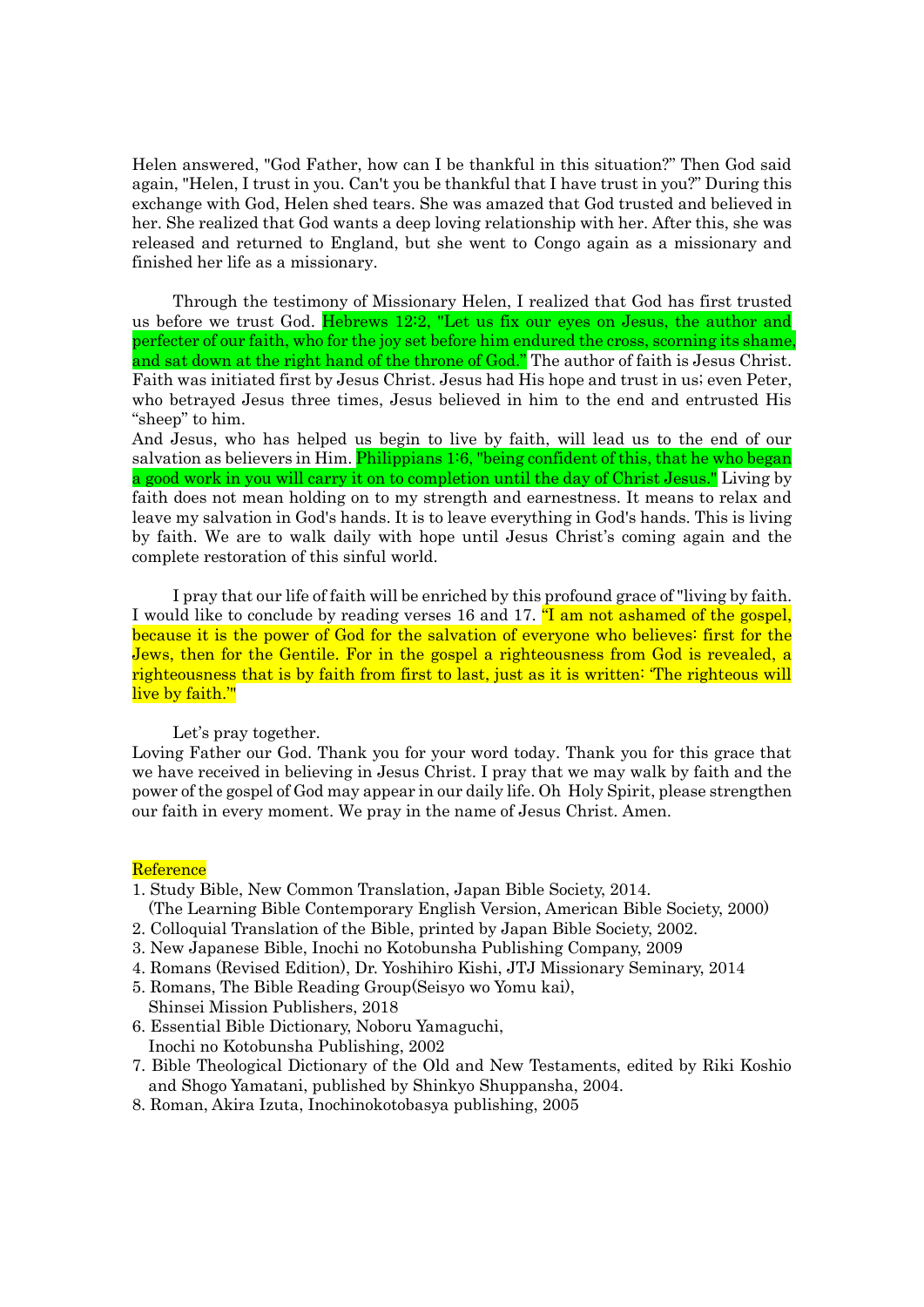Helen answered, "God Father, how can I be thankful in this situation?" Then God said again, "Helen, I trust in you. Can't you be thankful that I have trust in you?" During this exchange with God, Helen shed tears. She was amazed that God trusted and believed in her. She realized that God wants a deep loving relationship with her. After this, she was released and returned to England, but she went to Congo again as a missionary and finished her life as a missionary.

Through the testimony of Missionary Helen, I realized that God has first trusted us before we trust God. Hebrews 12:2, "Let us fix our eyes on Jesus, the author and perfecter of our faith, who for the joy set before him endured the cross, scorning its shame, and sat down at the right hand of the throne of God." The author of faith is Jesus Christ. Faith was initiated first by Jesus Christ. Jesus had His hope and trust in us; even Peter, who betrayed Jesus three times, Jesus believed in him to the end and entrusted His "sheep" to him.
And Jesus, who has helped us begin to live by faith, will lead us to the end of our salvation as believers in Him. Philippians 1:6, "being confident of this, that he who began a good work in you will carry it on to completion until the day of Christ Jesus." Living by faith does not mean holding on to my strength and earnestness. It means to relax and leave my salvation in God's hands. It is to leave everything in God's hands. This is living by faith. We are to walk daily with hope until Jesus Christ's coming again and the complete restoration of this sinful world.

I pray that our life of faith will be enriched by this profound grace of "living by faith. I would like to conclude by reading verses 16 and 17. "I am not ashamed of the gospel, because it is the power of God for the salvation of everyone who believes: first for the Jews, then for the Gentile. For in the gospel a righteousness from God is revealed, a righteousness that is by faith from first to last, just as it is written: 'The righteous will live by faith.'"

Let's pray together.
Loving Father our God. Thank you for your word today. Thank you for this grace that we have received in believing in Jesus Christ. I pray that we may walk by faith and the power of the gospel of God may appear in our daily life. Oh Holy Spirit, please strengthen our faith in every moment. We pray in the name of Jesus Christ. Amen.

Reference

1. Study Bible, New Common Translation, Japan Bible Society, 2014.
   (The Learning Bible Contemporary English Version, American Bible Society, 2000)
2. Colloquial Translation of the Bible, printed by Japan Bible Society, 2002.
3. New Japanese Bible, Inochi no Kotobunsha Publishing Company, 2009
4. Romans (Revised Edition), Dr. Yoshihiro Kishi, JTJ Missionary Seminary, 2014
5. Romans, The Bible Reading Group(Seisyo wo Yomu kai),
   Shinsei Mission Publishers, 2018
6. Essential Bible Dictionary, Noboru Yamaguchi,
   Inochi no Kotobunsha Publishing, 2002
7. Bible Theological Dictionary of the Old and New Testaments, edited by Riki Koshio and Shogo Yamatani, published by Shinkyo Shuppansha, 2004.
8. Roman, Akira Izuta, Inochinokotobasya publishing, 2005